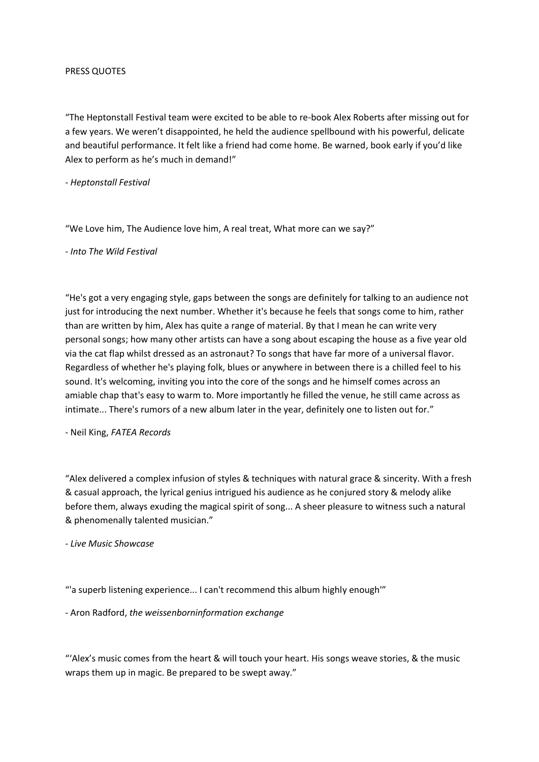PRESS QUOTES

"The Heptonstall Festival team were excited to be able to re-book Alex Roberts after missing out for a few years. We weren't disappointed, he held the audience spellbound with his powerful, delicate and beautiful performance. It felt like a friend had come home. Be warned, book early if you'd like Alex to perform as he's much in demand!"

- *Heptonstall Festival*

"We Love him, The Audience love him, A real treat, What more can we say?"

- *Into The Wild Festival*

"He's got a very engaging style, gaps between the songs are definitely for talking to an audience not just for introducing the next number. Whether it's because he feels that songs come to him, rather than are written by him, Alex has quite a range of material. By that I mean he can write very personal songs; how many other artists can have a song about escaping the house as a five year old via the cat flap whilst dressed as an astronaut? To songs that have far more of a universal flavor. Regardless of whether he's playing folk, blues or anywhere in between there is a chilled feel to his sound. It's welcoming, inviting you into the core of the songs and he himself comes across an amiable chap that's easy to warm to. More importantly he filled the venue, he still came across as intimate... There's rumors of a new album later in the year, definitely one to listen out for."

- Neil King, *FATEA Records*

"Alex delivered a complex infusion of styles & techniques with natural grace & sincerity. With a fresh & casual approach, the lyrical genius intrigued his audience as he conjured story & melody alike before them, always exuding the magical spirit of song... A sheer pleasure to witness such a natural & phenomenally talented musician."

- *Live Music Showcase*

"'a superb listening experience... I can't recommend this album highly enough'"

- Aron Radford, *the weissenborninformation exchange*

"'Alex's music comes from the heart & will touch your heart. His songs weave stories, & the music wraps them up in magic. Be prepared to be swept away."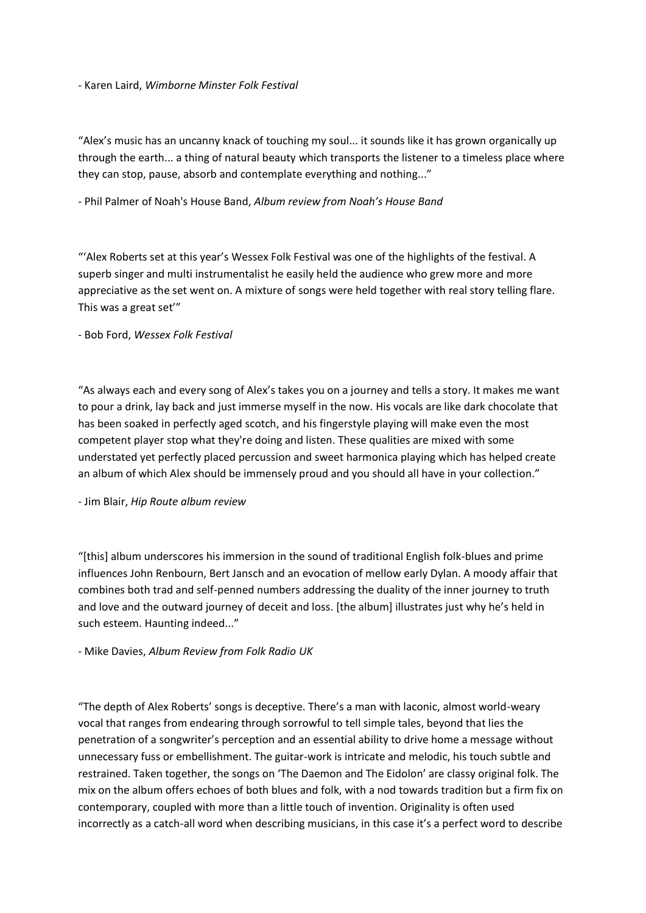- Karen Laird, *Wimborne Minster Folk Festival*

"Alex's music has an uncanny knack of touching my soul... it sounds like it has grown organically up through the earth... a thing of natural beauty which transports the listener to a timeless place where they can stop, pause, absorb and contemplate everything and nothing..."

- Phil Palmer of Noah's House Band, *Album review from Noah's House Band*

"'Alex Roberts set at this year's Wessex Folk Festival was one of the highlights of the festival. A superb singer and multi instrumentalist he easily held the audience who grew more and more appreciative as the set went on. A mixture of songs were held together with real story telling flare. This was a great set'"

- Bob Ford, *Wessex Folk Festival*

"As always each and every song of Alex's takes you on a journey and tells a story. It makes me want to pour a drink, lay back and just immerse myself in the now. His vocals are like dark chocolate that has been soaked in perfectly aged scotch, and his fingerstyle playing will make even the most competent player stop what they're doing and listen. These qualities are mixed with some understated yet perfectly placed percussion and sweet harmonica playing which has helped create an album of which Alex should be immensely proud and you should all have in your collection."

- Jim Blair, *Hip Route album review*

"[this] album underscores his immersion in the sound of traditional English folk-blues and prime influences John Renbourn, Bert Jansch and an evocation of mellow early Dylan. A moody affair that combines both trad and self-penned numbers addressing the duality of the inner journey to truth and love and the outward journey of deceit and loss. [the album] illustrates just why he's held in such esteem. Haunting indeed..."

- Mike Davies, *Album Review from Folk Radio UK*

"The depth of Alex Roberts' songs is deceptive. There's a man with laconic, almost world-weary vocal that ranges from endearing through sorrowful to tell simple tales, beyond that lies the penetration of a songwriter's perception and an essential ability to drive home a message without unnecessary fuss or embellishment. The guitar-work is intricate and melodic, his touch subtle and restrained. Taken together, the songs on 'The Daemon and The Eidolon' are classy original folk. The mix on the album offers echoes of both blues and folk, with a nod towards tradition but a firm fix on contemporary, coupled with more than a little touch of invention. Originality is often used incorrectly as a catch-all word when describing musicians, in this case it's a perfect word to describe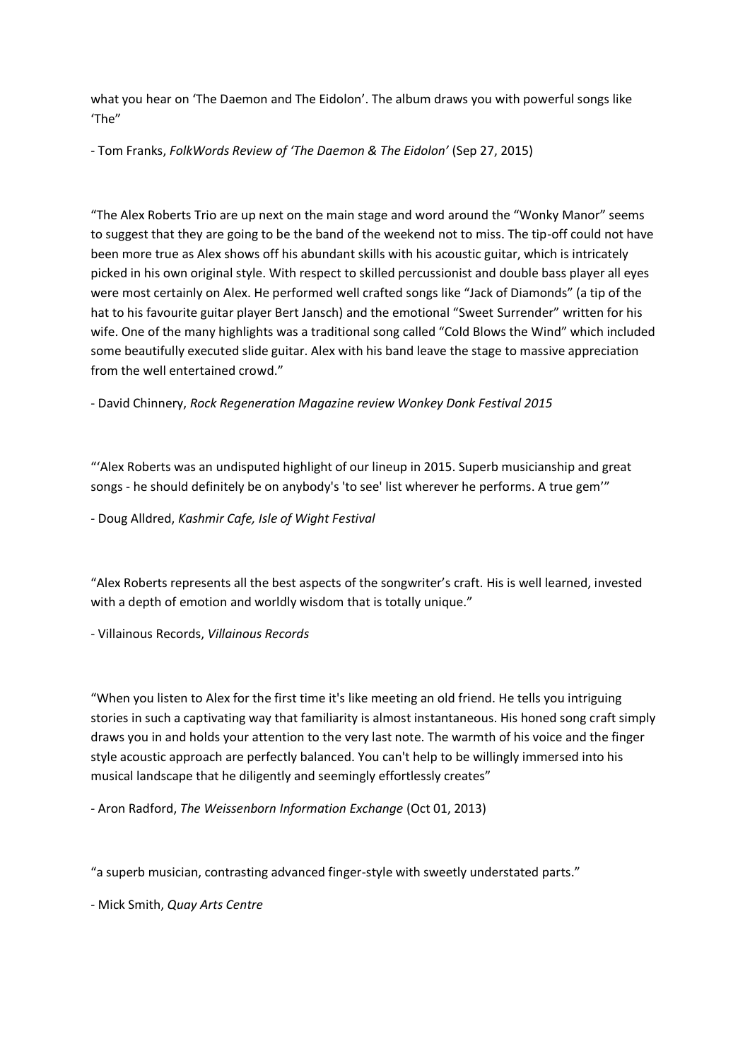what you hear on 'The Daemon and The Eidolon'. The album draws you with powerful songs like 'The"

- Tom Franks, *FolkWords Review of 'The Daemon & The Eidolon'* (Sep 27, 2015)

"The Alex Roberts Trio are up next on the main stage and word around the "Wonky Manor" seems to suggest that they are going to be the band of the weekend not to miss. The tip-off could not have been more true as Alex shows off his abundant skills with his acoustic guitar, which is intricately picked in his own original style. With respect to skilled percussionist and double bass player all eyes were most certainly on Alex. He performed well crafted songs like "Jack of Diamonds" (a tip of the hat to his favourite guitar player Bert Jansch) and the emotional "Sweet Surrender" written for his wife. One of the many highlights was a traditional song called "Cold Blows the Wind" which included some beautifully executed slide guitar. Alex with his band leave the stage to massive appreciation from the well entertained crowd."

- David Chinnery, *Rock Regeneration Magazine review Wonkey Donk Festival 2015*

"'Alex Roberts was an undisputed highlight of our lineup in 2015. Superb musicianship and great songs - he should definitely be on anybody's 'to see' list wherever he performs. A true gem'"

- Doug Alldred, *Kashmir Cafe, Isle of Wight Festival*

"Alex Roberts represents all the best aspects of the songwriter's craft. His is well learned, invested with a depth of emotion and worldly wisdom that is totally unique."

- Villainous Records, *Villainous Records*

"When you listen to Alex for the first time it's like meeting an old friend. He tells you intriguing stories in such a captivating way that familiarity is almost instantaneous. His honed song craft simply draws you in and holds your attention to the very last note. The warmth of his voice and the finger style acoustic approach are perfectly balanced. You can't help to be willingly immersed into his musical landscape that he diligently and seemingly effortlessly creates"

- Aron Radford, *The Weissenborn Information Exchange* (Oct 01, 2013)

"a superb musician, contrasting advanced finger-style with sweetly understated parts."

- Mick Smith, *Quay Arts Centre*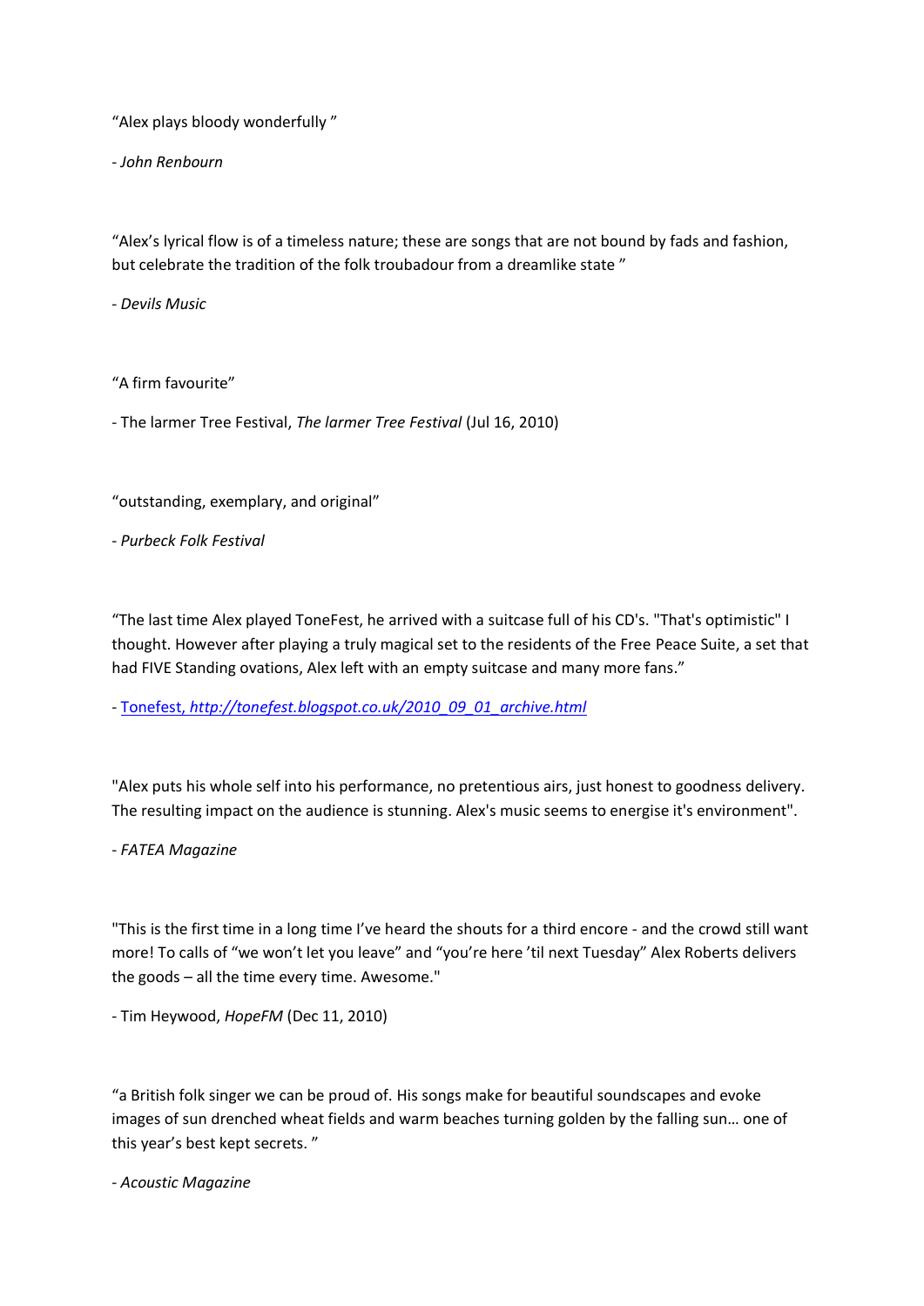"Alex plays bloody wonderfully "

*- John Renbourn*

"Alex's lyrical flow is of a timeless nature; these are songs that are not bound by fads and fashion, but celebrate the tradition of the folk troubadour from a dreamlike state "

*- Devils Music*

"A firm favourite"

- The larmer Tree Festival, *The larmer Tree Festival* (Jul 16, 2010)

"outstanding, exemplary, and original"

*- Purbeck Folk Festival*

"The last time Alex played ToneFest, he arrived with a suitcase full of his CD's. "That's optimistic" I thought. However after playing a truly magical set to the residents of the Free Peace Suite, a set that had FIVE Standing ovations, Alex left with an empty suitcase and many more fans."

- Tonefest, *http://tonefest.blogspot.co.uk/2010_09_01_archive.html*

"Alex puts his whole self into his performance, no pretentious airs, just honest to goodness delivery. The resulting impact on the audience is stunning. Alex's music seems to energise it's environment".

*- FATEA Magazine*

"This is the first time in a long time I've heard the shouts for a third encore - and the crowd still want more! To calls of "we won't let you leave" and "you're here 'til next Tuesday" Alex Roberts delivers the goods – all the time every time. Awesome."

- Tim Heywood, *HopeFM* (Dec 11, 2010)

"a British folk singer we can be proud of. His songs make for beautiful soundscapes and evoke images of sun drenched wheat fields and warm beaches turning golden by the falling sun… one of this year's best kept secrets. "

*- Acoustic Magazine*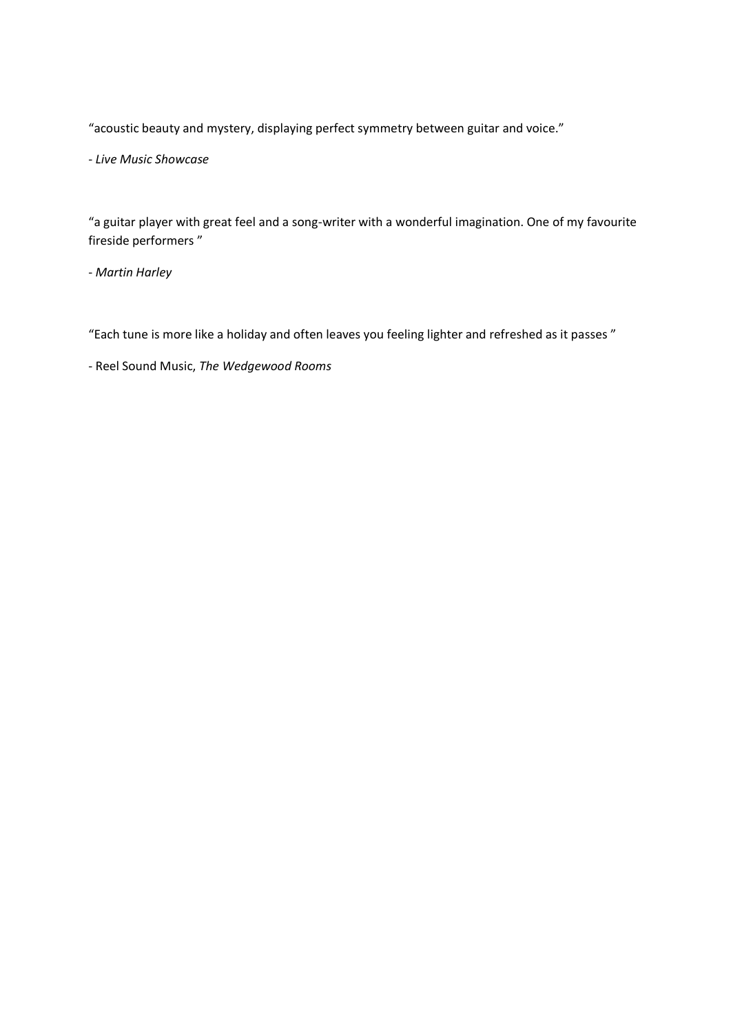“acoustic beauty and mystery, displaying perfect symmetry between guitar and voice.”

- *Live Music Showcase*

“a guitar player with great feel and a song-writer with a wonderful imagination. One of my favourite fireside performers ”

- *Martin Harley*

“Each tune is more like a holiday and often leaves you feeling lighter and refreshed as it passes ”

- Reel Sound Music, *The Wedgewood Rooms*